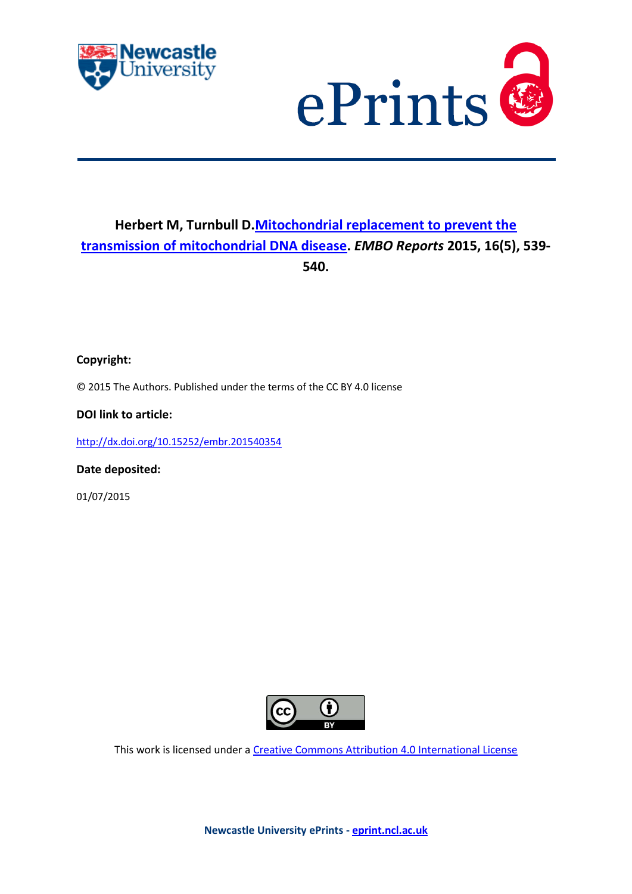**Herbert M, Turnbull D. Mitochondrial replacement to prevent the transmission of mitochondrial DNA disease. *EMBO Reports* 2015, 16(5), 539-540.**

**Copyright:**

© 2015 The Authors. Published under the terms of the CC BY 4.0 license

**DOI link to article:**

http://dx.doi.org/10.15252/embr.201540354

**Date deposited:**

01/07/2015

This work is licensed under a Creative Commons Attribution 4.0 International License

**Newcastle University ePrints - eprint.ncl.ac.uk**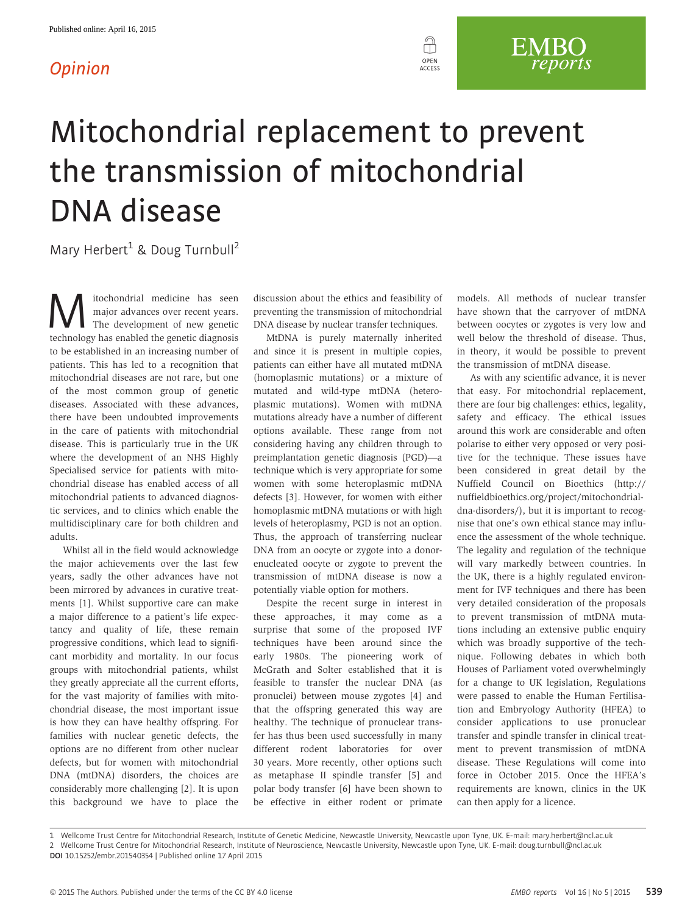*Opinion*

# Mitochondrial replacement to prevent the transmission of mitochondrial DNA disease

Mary Herbert[1] & Doug Turnbull[2]

Mitochondrial medicine has seen major advances over recent years. The development of new genetic technology has enabled the genetic diagnosis to be established in an increasing number of patients. This has led to a recognition that mitochondrial diseases are not rare, but one of the most common group of genetic diseases. Associated with these advances, there have been undoubted improvements in the care of patients with mitochondrial disease. This is particularly true in the UK where the development of an NHS Highly Specialised service for patients with mitochondrial disease has enabled access of all mitochondrial patients to advanced diagnostic services, and to clinics which enable the multidisciplinary care for both children and adults.

Whilst all in the field would acknowledge the major achievements over the last few years, sadly the other advances have not been mirrored by advances in curative treatments [1]. Whilst supportive care can make a major difference to a patient's life expectancy and quality of life, these remain progressive conditions, which lead to significant morbidity and mortality. In our focus groups with mitochondrial patients, whilst they greatly appreciate all the current efforts, for the vast majority of families with mitochondrial disease, the most important issue is how they can have healthy offspring. For families with nuclear genetic defects, the options are no different from other nuclear defects, but for women with mitochondrial DNA (mtDNA) disorders, the choices are considerably more challenging [2]. It is upon this background we have to place the discussion about the ethics and feasibility of preventing the transmission of mitochondrial DNA disease by nuclear transfer techniques.

MtDNA is purely maternally inherited and since it is present in multiple copies, patients can either have all mutated mtDNA (homoplasmic mutations) or a mixture of mutated and wild-type mtDNA (heteroplasmic mutations). Women with mtDNA mutations already have a number of different options available. These range from not considering having any children through to preimplantation genetic diagnosis (PGD)—a technique which is very appropriate for some women with some heteroplasmic mtDNA defects [3]. However, for women with either homoplasmic mtDNA mutations or with high levels of heteroplasmy, PGD is not an option. Thus, the approach of transferring nuclear DNA from an oocyte or zygote into a donor-enucleated oocyte or zygote to prevent the transmission of mtDNA disease is now a potentially viable option for mothers.

Despite the recent surge in interest in these approaches, it may come as a surprise that some of the proposed IVF techniques have been around since the early 1980s. The pioneering work of McGrath and Solter established that it is feasible to transfer the nuclear DNA (as pronuclei) between mouse zygotes [4] and that the offspring generated this way are healthy. The technique of pronuclear transfer has thus been used successfully in many different rodent laboratories for over 30 years. More recently, other options such as metaphase II spindle transfer [5] and polar body transfer [6] have been shown to be effective in either rodent or primate models. All methods of nuclear transfer have shown that the carryover of mtDNA between oocytes or zygotes is very low and well below the threshold of disease. Thus, in theory, it would be possible to prevent the transmission of mtDNA disease.

As with any scientific advance, it is never that easy. For mitochondrial replacement, there are four big challenges: ethics, legality, safety and efficacy. The ethical issues around this work are considerable and often polarise to either very opposed or very positive for the technique. These issues have been considered in great detail by the Nuffield Council on Bioethics (http://nuffieldbioethics.org/project/mitochondrial-dna-disorders/), but it is important to recognise that one's own ethical stance may influence the assessment of the whole technique. The legality and regulation of the technique will vary markedly between countries. In the UK, there is a highly regulated environment for IVF techniques and there has been very detailed consideration of the proposals to prevent transmission of mtDNA mutations including an extensive public enquiry which was broadly supportive of the technique. Following debates in which both Houses of Parliament voted overwhelmingly for a change to UK legislation, Regulations were passed to enable the Human Fertilisation and Embryology Authority (HFEA) to consider applications to use pronuclear transfer and spindle transfer in clinical treatment to prevent transmission of mtDNA disease. These Regulations will come into force in October 2015. Once the HFEA's requirements are known, clinics in the UK can then apply for a licence.

1 Wellcome Trust Centre for Mitochondrial Research, Institute of Genetic Medicine, Newcastle University, Newcastle upon Tyne, UK. E-mail: mary.herbert@ncl.ac.uk
2 Wellcome Trust Centre for Mitochondrial Research, Institute of Neuroscience, Newcastle University, Newcastle upon Tyne, UK. E-mail: doug.turnbull@ncl.ac.uk
**DOI** 10.15252/embr.201540354 | Published online 17 April 2015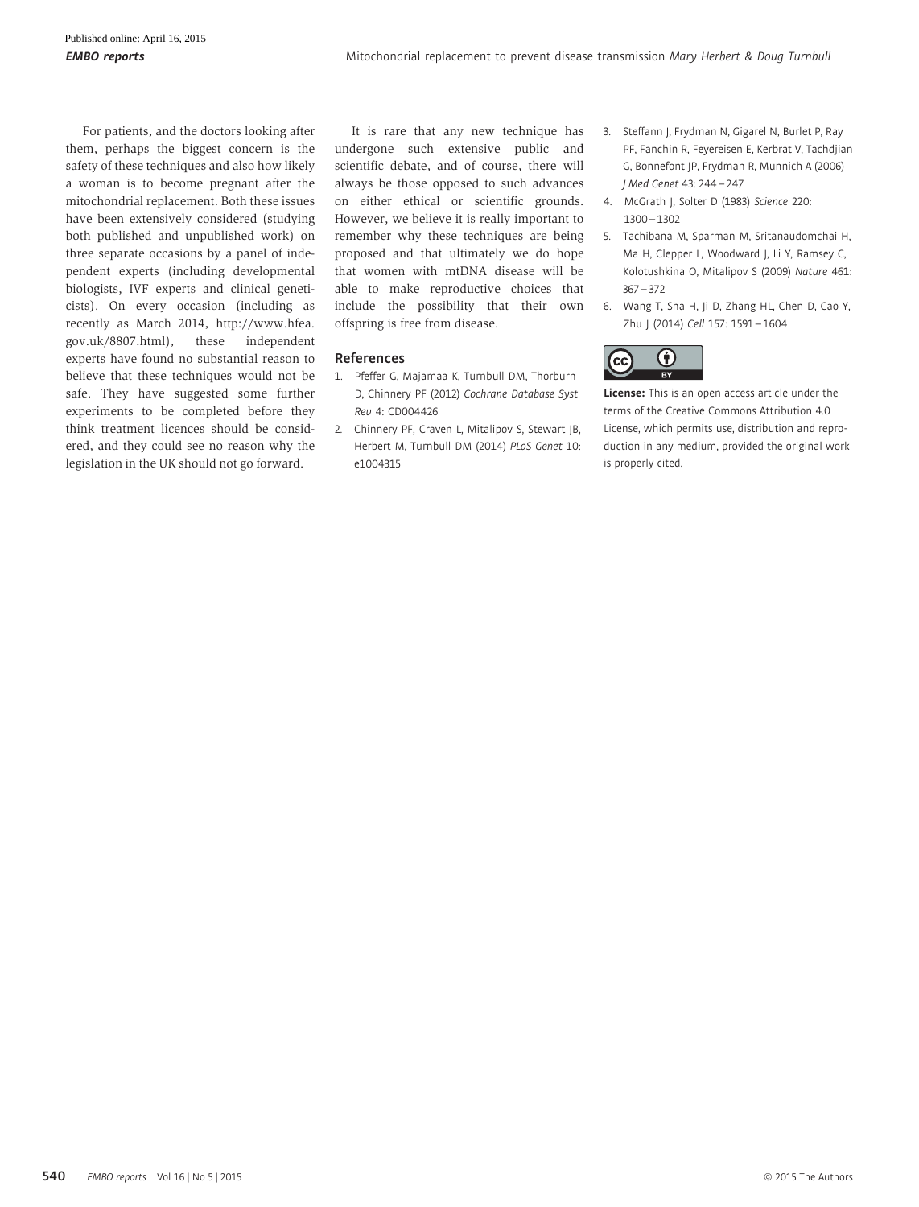For patients, and the doctors looking after them, perhaps the biggest concern is the safety of these techniques and also how likely a woman is to become pregnant after the mitochondrial replacement. Both these issues have been extensively considered (studying both published and unpublished work) on three separate occasions by a panel of independent experts (including developmental biologists, IVF experts and clinical geneticists). On every occasion (including as recently as March 2014, http://www.hfea.gov.uk/8807.html), these independent experts have found no substantial reason to believe that these techniques would not be safe. They have suggested some further experiments to be completed before they think treatment licences should be considered, and they could see no reason why the legislation in the UK should not go forward.

It is rare that any new technique has undergone such extensive public and scientific debate, and of course, there will always be those opposed to such advances on either ethical or scientific grounds. However, we believe it is really important to remember why these techniques are being proposed and that ultimately we do hope that women with mtDNA disease will be able to make reproductive choices that include the possibility that their own offspring is free from disease.

## References

1. Pfeffer G, Majamaa K, Turnbull DM, Thorburn D, Chinnery PF (2012) *Cochrane Database Syst Rev* 4: CD004426
2. Chinnery PF, Craven L, Mitalipov S, Stewart JB, Herbert M, Turnbull DM (2014) *PLoS Genet* 10: e1004315
3. Steffann J, Frydman N, Gigarel N, Burlet P, Ray PF, Fanchin R, Feyereisen E, Kerbrat V, Tachdjian G, Bonnefont JP, Frydman R, Munnich A (2006) *J Med Genet* 43: 244 – 247
4. McGrath J, Solter D (1983) *Science* 220: 1300 – 1302
5. Tachibana M, Sparman M, Sritanaudomchai H, Ma H, Clepper L, Woodward J, Li Y, Ramsey C, Kolotushkina O, Mitalipov S (2009) *Nature* 461: 367 – 372
6. Wang T, Sha H, Ji D, Zhang HL, Chen D, Cao Y, Zhu J (2014) *Cell* 157: 1591 – 1604

**License:** This is an open access article under the terms of the Creative Commons Attribution 4.0 License, which permits use, distribution and reproduction in any medium, provided the original work is properly cited.